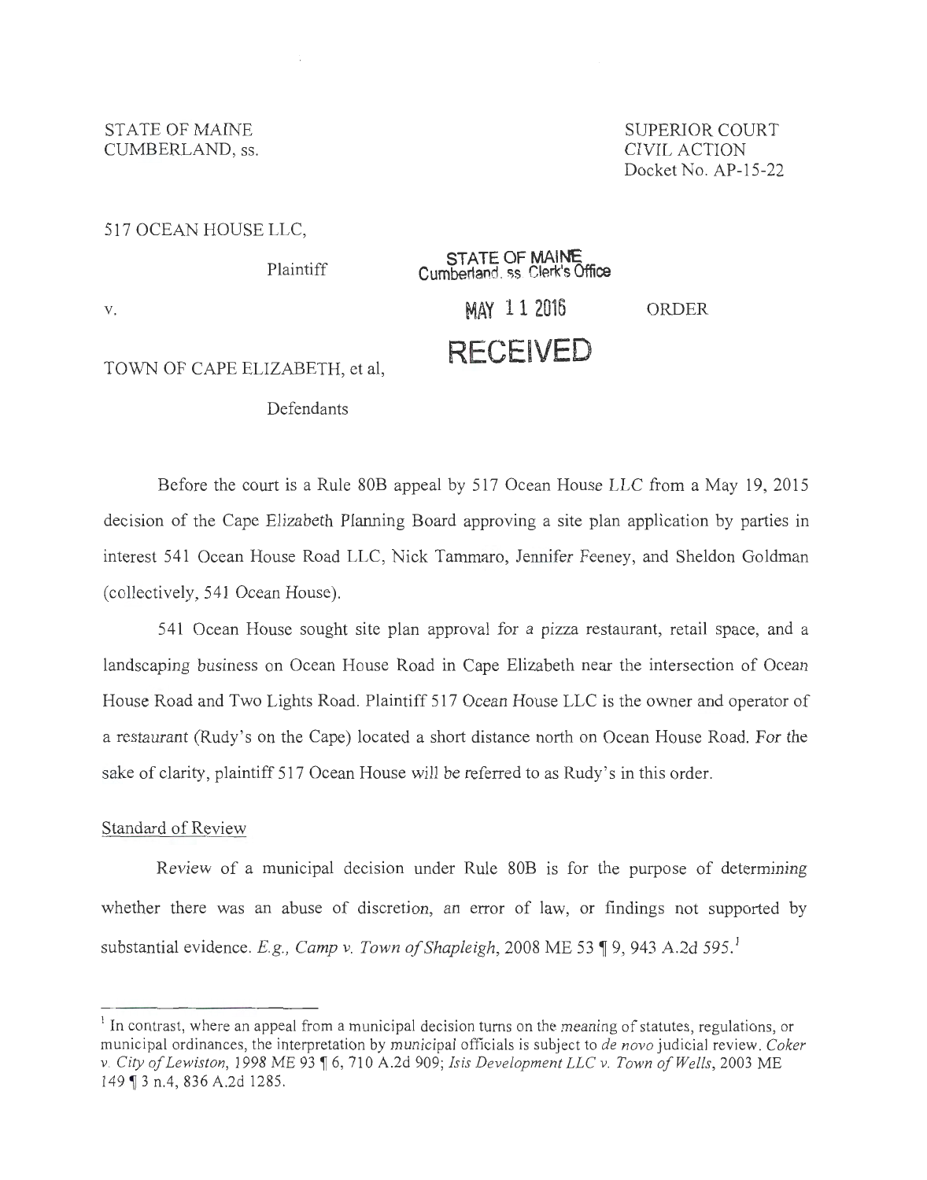STATE OF MAINE
CUMBERLAND, ss.

SUPERIOR COURT
CIVIL ACTION
Docket No. AP-15-22

517 OCEAN HOUSE LLC,

Plaintiff

v.

TOWN OF CAPE ELIZABETH, et al,

Defendants

STATE OF MAINE
Cumberland, ss Clerk's Office
MAY 11 2016
RECEIVED

ORDER

Before the court is a Rule 80B appeal by 517 Ocean House LLC from a May 19, 2015 decision of the Cape Elizabeth Planning Board approving a site plan application by parties in interest 541 Ocean House Road LLC, Nick Tammaro, Jennifer Feeney, and Sheldon Goldman (collectively, 541 Ocean House).

541 Ocean House sought site plan approval for a pizza restaurant, retail space, and a landscaping business on Ocean House Road in Cape Elizabeth near the intersection of Ocean House Road and Two Lights Road. Plaintiff 517 Ocean House LLC is the owner and operator of a restaurant (Rudy's on the Cape) located a short distance north on Ocean House Road. For the sake of clarity, plaintiff 517 Ocean House will be referred to as Rudy's in this order.

Standard of Review

Review of a municipal decision under Rule 80B is for the purpose of determining whether there was an abuse of discretion, an error of law, or findings not supported by substantial evidence. *E.g., Camp v. Town of Shapleigh*, 2008 ME 53 ¶ 9, 943 A.2d 595.[1]

[1] In contrast, where an appeal from a municipal decision turns on the meaning of statutes, regulations, or municipal ordinances, the interpretation by municipal officials is subject to *de novo* judicial review. *Coker v. City of Lewiston*, 1998 ME 93 ¶ 6, 710 A.2d 909; *Isis Development LLC v. Town of Wells*, 2003 ME 149 ¶ 3 n.4, 836 A.2d 1285.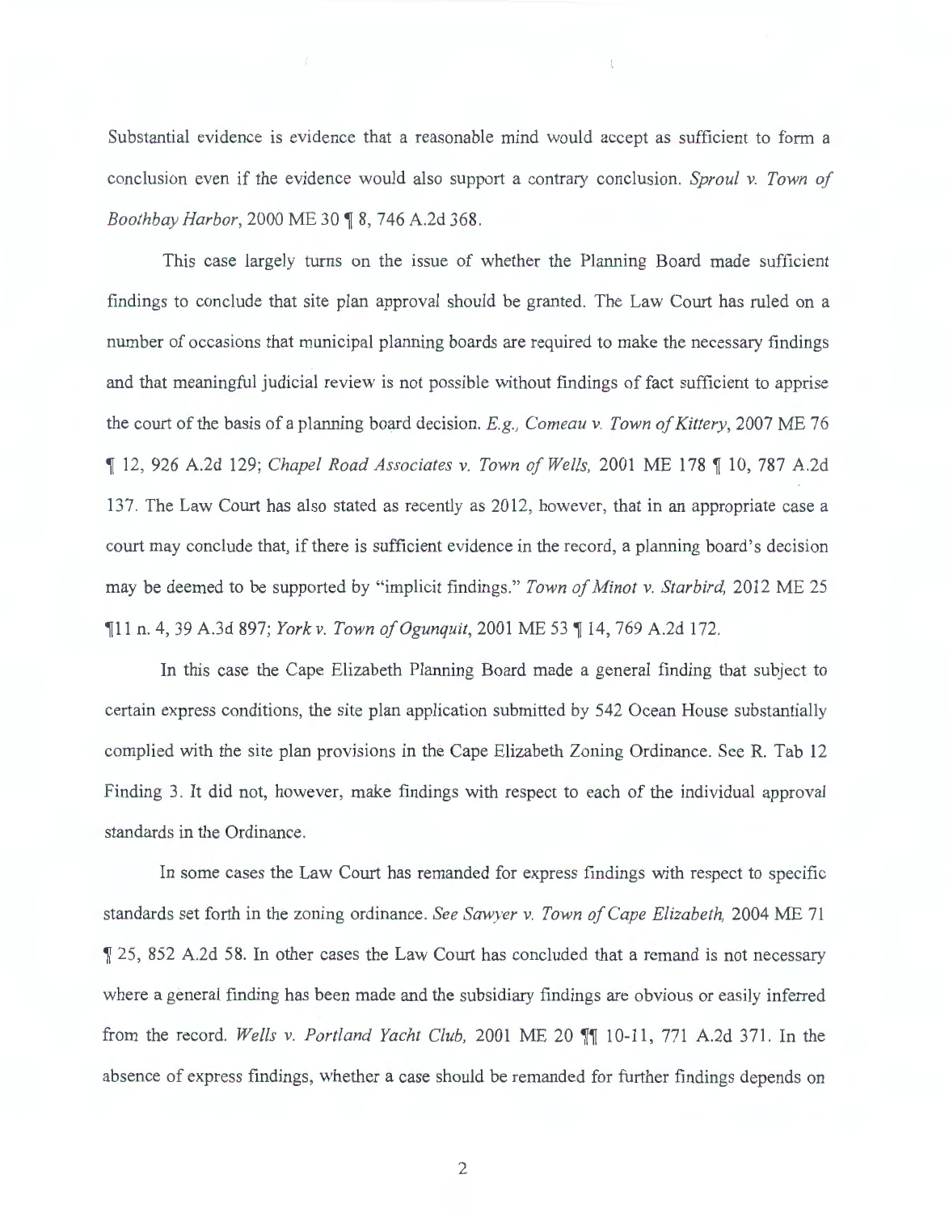Substantial evidence is evidence that a reasonable mind would accept as sufficient to form a conclusion even if the evidence would also support a contrary conclusion. *Sproul v. Town of Boothbay Harbor*, 2000 ME 30 ¶ 8, 746 A.2d 368.

This case largely turns on the issue of whether the Planning Board made sufficient findings to conclude that site plan approval should be granted. The Law Court has ruled on a number of occasions that municipal planning boards are required to make the necessary findings and that meaningful judicial review is not possible without findings of fact sufficient to apprise the court of the basis of a planning board decision. *E.g., Comeau v. Town of Kittery*, 2007 ME 76 ¶ 12, 926 A.2d 129; *Chapel Road Associates v. Town of Wells,* 2001 ME 178 ¶ 10, 787 A.2d 137. The Law Court has also stated as recently as 2012, however, that in an appropriate case a court may conclude that, if there is sufficient evidence in the record, a planning board's decision may be deemed to be supported by "implicit findings." *Town of Minot v. Starbird,* 2012 ME 25 ¶11 n. 4, 39 A.3d 897; *York v. Town of Ogunquit*, 2001 ME 53 ¶ 14, 769 A.2d 172.

In this case the Cape Elizabeth Planning Board made a general finding that subject to certain express conditions, the site plan application submitted by 542 Ocean House substantially complied with the site plan provisions in the Cape Elizabeth Zoning Ordinance. See R. Tab 12 Finding 3. It did not, however, make findings with respect to each of the individual approval standards in the Ordinance.

In some cases the Law Court has remanded for express findings with respect to specific standards set forth in the zoning ordinance. *See Sawyer v. Town of Cape Elizabeth,* 2004 ME 71 ¶ 25, 852 A.2d 58. In other cases the Law Court has concluded that a remand is not necessary where a general finding has been made and the subsidiary findings are obvious or easily inferred from the record. *Wells v. Portland Yacht Club,* 2001 ME 20 ¶¶ 10-11, 771 A.2d 371. In the absence of express findings, whether a case should be remanded for further findings depends on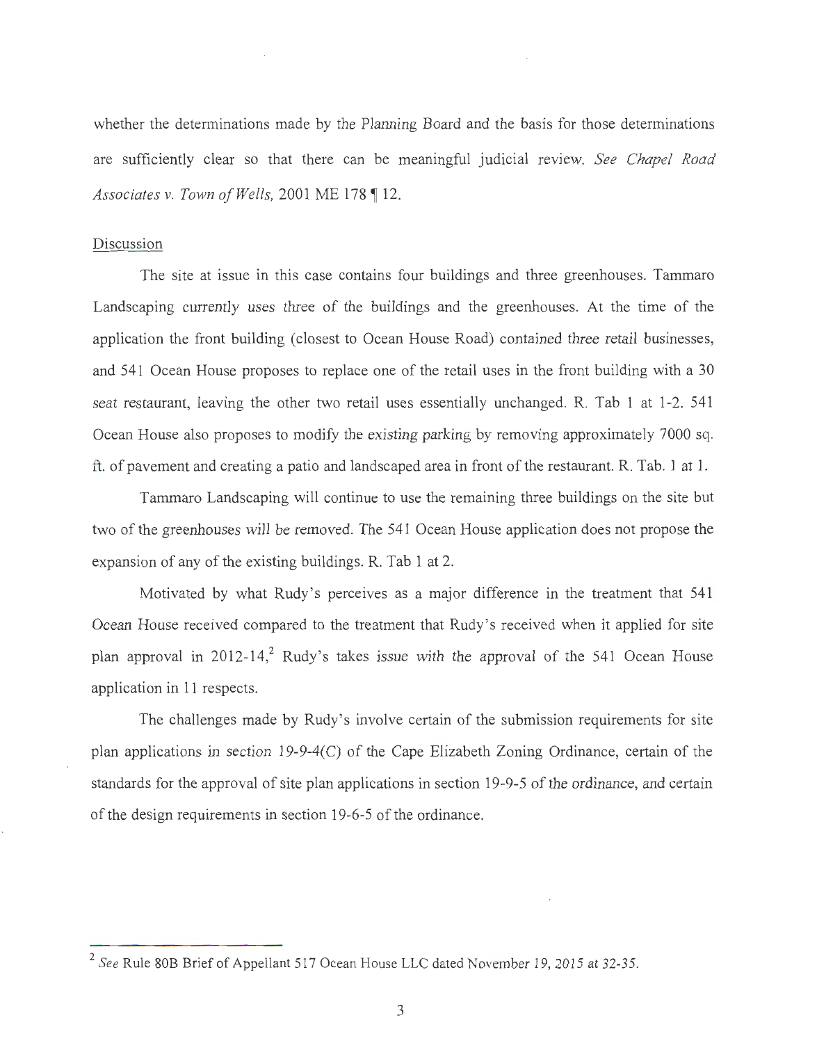whether the determinations made by the Planning Board and the basis for those determinations are sufficiently clear so that there can be meaningful judicial review. *See Chapel Road Associates v. Town of Wells*, 2001 ME 178 ¶ 12.

Discussion

The site at issue in this case contains four buildings and three greenhouses. Tammaro Landscaping currently uses three of the buildings and the greenhouses. At the time of the application the front building (closest to Ocean House Road) contained three retail businesses, and 541 Ocean House proposes to replace one of the retail uses in the front building with a 30 seat restaurant, leaving the other two retail uses essentially unchanged. R. Tab 1 at 1-2. 541 Ocean House also proposes to modify the existing parking by removing approximately 7000 sq. ft. of pavement and creating a patio and landscaped area in front of the restaurant. R. Tab. 1 at 1.

Tammaro Landscaping will continue to use the remaining three buildings on the site but two of the greenhouses will be removed. The 541 Ocean House application does not propose the expansion of any of the existing buildings. R. Tab 1 at 2.

Motivated by what Rudy's perceives as a major difference in the treatment that 541 Ocean House received compared to the treatment that Rudy's received when it applied for site plan approval in 2012-14,[2] Rudy's takes issue with the approval of the 541 Ocean House application in 11 respects.

The challenges made by Rudy's involve certain of the submission requirements for site plan applications in section 19-9-4(C) of the Cape Elizabeth Zoning Ordinance, certain of the standards for the approval of site plan applications in section 19-9-5 of the ordinance, and certain of the design requirements in section 19-6-5 of the ordinance.

---

[2] *See* Rule 80B Brief of Appellant 517 Ocean House LLC dated November 19, 2015 at 32-35.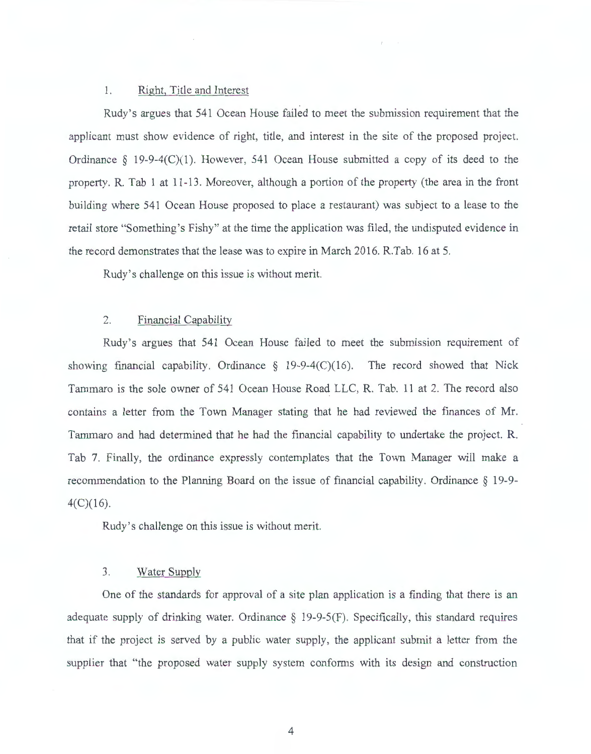1. <u>Right, Title and Interest</u>

Rudy's argues that 541 Ocean House failed to meet the submission requirement that the applicant must show evidence of right, title, and interest in the site of the proposed project. Ordinance § 19-9-4(C)(1). However, 541 Ocean House submitted a copy of its deed to the property. R. Tab 1 at 11-13. Moreover, although a portion of the property (the area in the front building where 541 Ocean House proposed to place a restaurant) was subject to a lease to the retail store "Something's Fishy" at the time the application was filed, the undisputed evidence in the record demonstrates that the lease was to expire in March 2016. R.Tab. 16 at 5.

Rudy's challenge on this issue is without merit.

2. <u>Financial Capability</u>

Rudy's argues that 541 Ocean House failed to meet the submission requirement of showing financial capability. Ordinance § 19-9-4(C)(16). The record showed that Nick Tammaro is the sole owner of 541 Ocean House Road LLC, R. Tab. 11 at 2. The record also contains a letter from the Town Manager stating that he had reviewed the finances of Mr. Tammaro and had determined that he had the financial capability to undertake the project. R. Tab 7. Finally, the ordinance expressly contemplates that the Town Manager will make a recommendation to the Planning Board on the issue of financial capability. Ordinance § 19-9-4(C)(16).

Rudy's challenge on this issue is without merit.

3. <u>Water Supply</u>

One of the standards for approval of a site plan application is a finding that there is an adequate supply of drinking water. Ordinance § 19-9-5(F). Specifically, this standard requires that if the project is served by a public water supply, the applicant submit a letter from the supplier that "the proposed water supply system conforms with its design and construction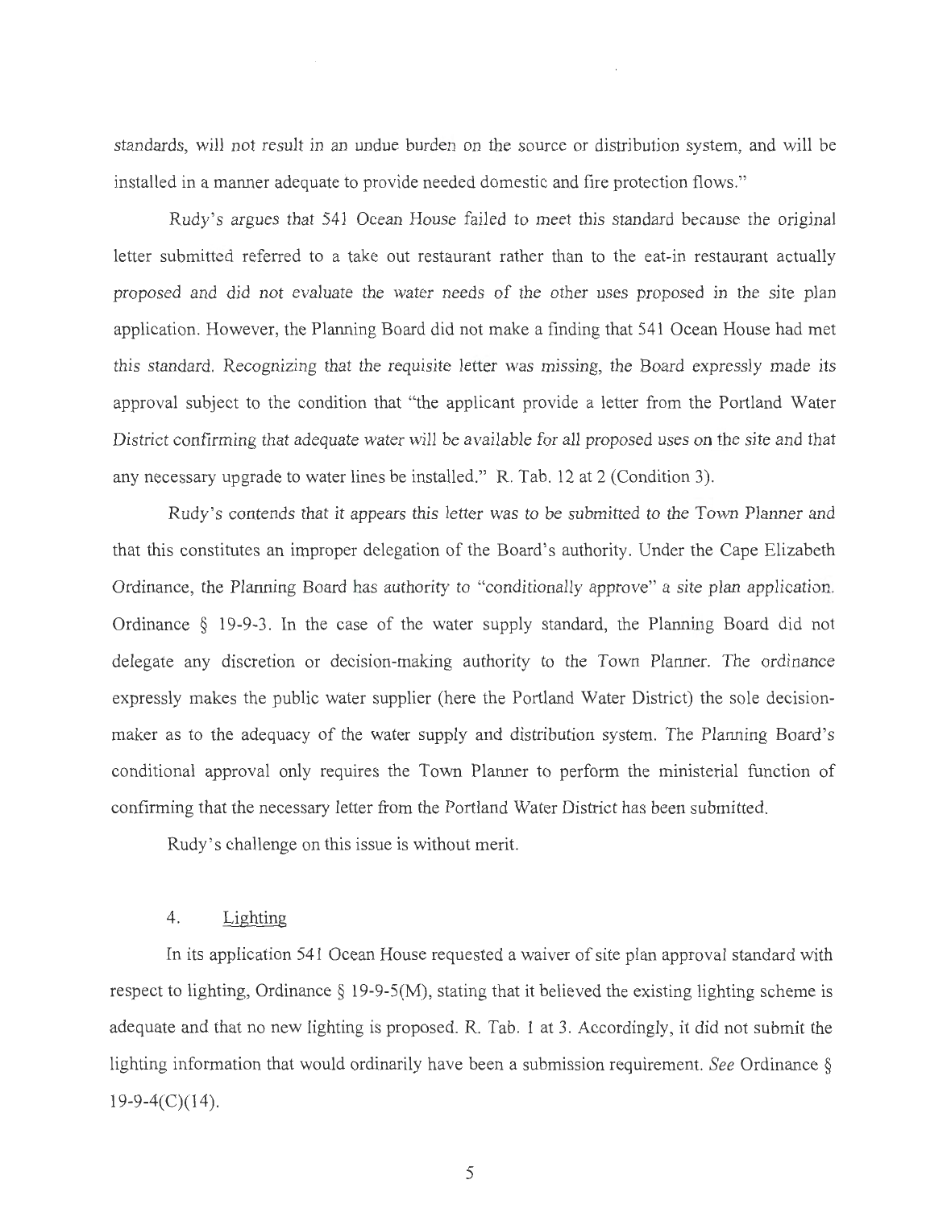standards, will not result in an undue burden on the source or distribution system, and will be installed in a manner adequate to provide needed domestic and fire protection flows."

Rudy's argues that 541 Ocean House failed to meet this standard because the original letter submitted referred to a take out restaurant rather than to the eat-in restaurant actually proposed and did not evaluate the water needs of the other uses proposed in the site plan application. However, the Planning Board did not make a finding that 541 Ocean House had met this standard. Recognizing that the requisite letter was missing, the Board expressly made its approval subject to the condition that "the applicant provide a letter from the Portland Water District confirming that adequate water will be available for all proposed uses on the site and that any necessary upgrade to water lines be installed." R. Tab. 12 at 2 (Condition 3).

Rudy's contends that it appears this letter was to be submitted to the Town Planner and that this constitutes an improper delegation of the Board's authority. Under the Cape Elizabeth Ordinance, the Planning Board has authority to "conditionally approve" a site plan application. Ordinance § 19-9-3. In the case of the water supply standard, the Planning Board did not delegate any discretion or decision-making authority to the Town Planner. The ordinance expressly makes the public water supplier (here the Portland Water District) the sole decision-maker as to the adequacy of the water supply and distribution system. The Planning Board's conditional approval only requires the Town Planner to perform the ministerial function of confirming that the necessary letter from the Portland Water District has been submitted.

Rudy's challenge on this issue is without merit.

4. Lighting

In its application 541 Ocean House requested a waiver of site plan approval standard with respect to lighting, Ordinance § 19-9-5(M), stating that it believed the existing lighting scheme is adequate and that no new lighting is proposed. R. Tab. 1 at 3. Accordingly, it did not submit the lighting information that would ordinarily have been a submission requirement. *See* Ordinance § 19-9-4(C)(14).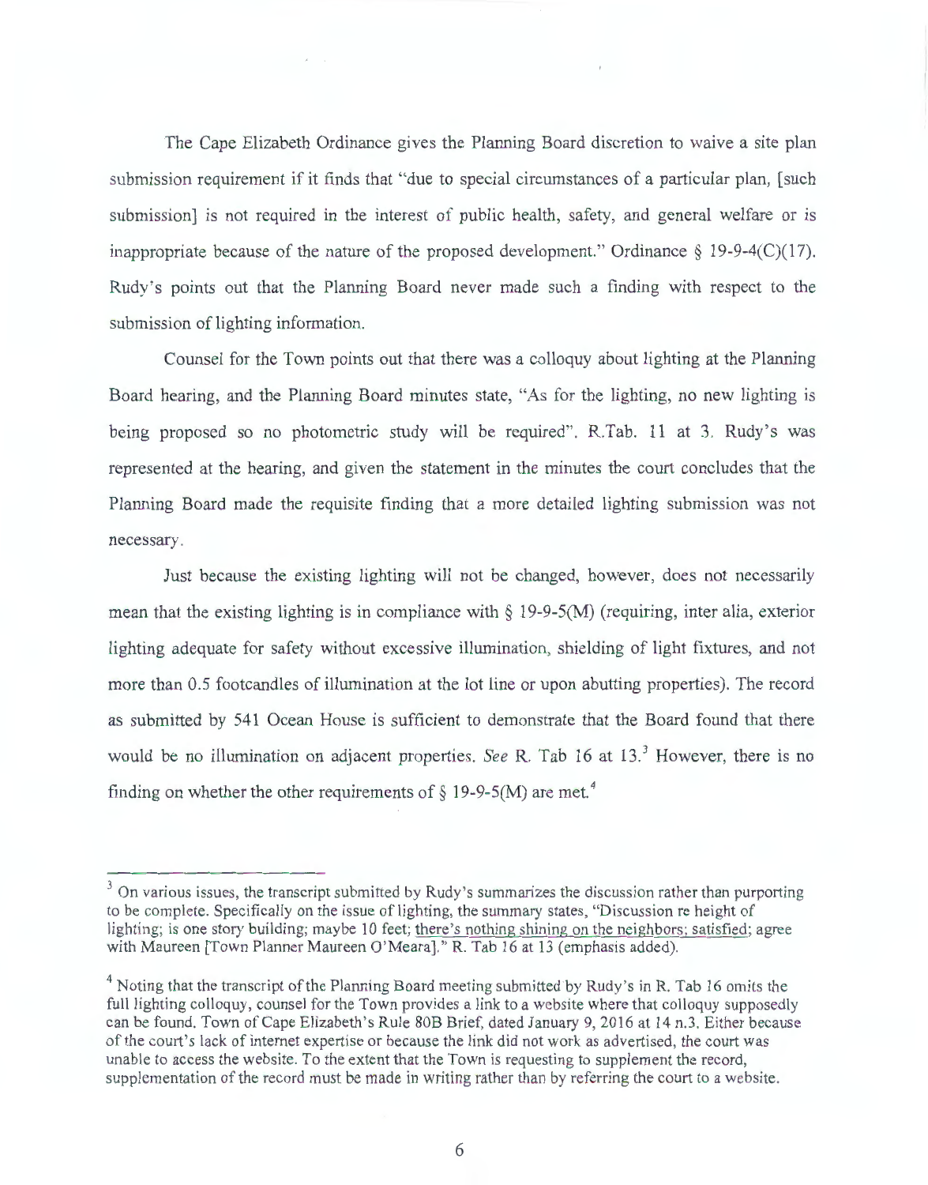The Cape Elizabeth Ordinance gives the Planning Board discretion to waive a site plan submission requirement if it finds that "due to special circumstances of a particular plan, [such submission] is not required in the interest of public health, safety, and general welfare or is inappropriate because of the nature of the proposed development." Ordinance § 19-9-4(C)(17). Rudy's points out that the Planning Board never made such a finding with respect to the submission of lighting information.

Counsel for the Town points out that there was a colloquy about lighting at the Planning Board hearing, and the Planning Board minutes state, "As for the lighting, no new lighting is being proposed so no photometric study will be required". R.Tab. 11 at 3. Rudy's was represented at the hearing, and given the statement in the minutes the court concludes that the Planning Board made the requisite finding that a more detailed lighting submission was not necessary.

Just because the existing lighting will not be changed, however, does not necessarily mean that the existing lighting is in compliance with § 19-9-5(M) (requiring, inter alia, exterior lighting adequate for safety without excessive illumination, shielding of light fixtures, and not more than 0.5 footcandles of illumination at the lot line or upon abutting properties). The record as submitted by 541 Ocean House is sufficient to demonstrate that the Board found that there would be no illumination on adjacent properties. *See* R. Tab 16 at 13.[3] However, there is no finding on whether the other requirements of § 19-9-5(M) are met.[4]

---

[3] On various issues, the transcript submitted by Rudy's summarizes the discussion rather than purporting to be complete. Specifically on the issue of lighting, the summary states, "Discussion re height of lighting; is one story building; maybe 10 feet; <u>there's nothing shining on the neighbors; satisfied</u>; agree with Maureen [Town Planner Maureen O'Meara]." R. Tab 16 at 13 (emphasis added).

[4] Noting that the transcript of the Planning Board meeting submitted by Rudy's in R. Tab 16 omits the full lighting colloquy, counsel for the Town provides a link to a website where that colloquy supposedly can be found. Town of Cape Elizabeth's Rule 80B Brief, dated January 9, 2016 at 14 n.3. Either because of the court's lack of internet expertise or because the link did not work as advertised, the court was unable to access the website. To the extent that the Town is requesting to supplement the record, supplementation of the record must be made in writing rather than by referring the court to a website.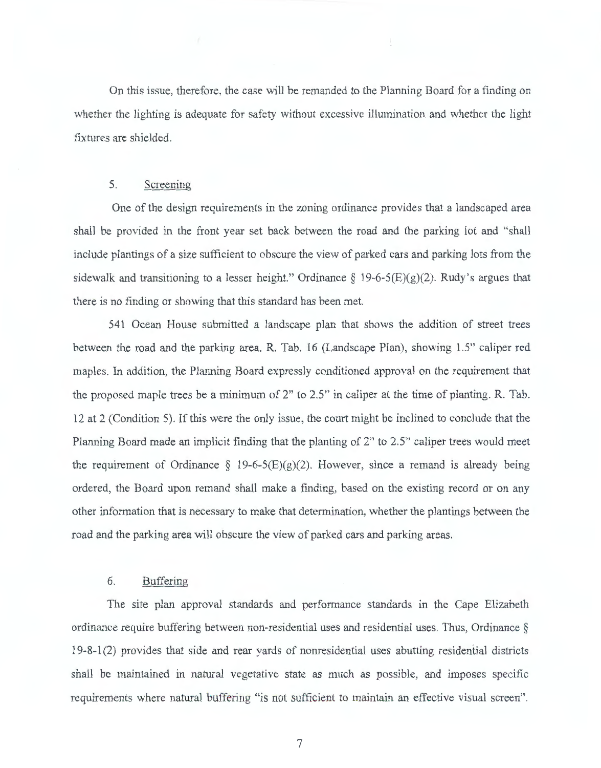On this issue, therefore, the case will be remanded to the Planning Board for a finding on whether the lighting is adequate for safety without excessive illumination and whether the light fixtures are shielded.

5. Screening

One of the design requirements in the zoning ordinance provides that a landscaped area shall be provided in the front year set back between the road and the parking lot and "shall include plantings of a size sufficient to obscure the view of parked cars and parking lots from the sidewalk and transitioning to a lesser height." Ordinance § 19-6-5(E)(g)(2). Rudy's argues that there is no finding or showing that this standard has been met.

541 Ocean House submitted a landscape plan that shows the addition of street trees between the road and the parking area. R. Tab. 16 (Landscape Plan), showing 1.5" caliper red maples. In addition, the Planning Board expressly conditioned approval on the requirement that the proposed maple trees be a minimum of 2" to 2.5" in caliper at the time of planting. R. Tab. 12 at 2 (Condition 5). If this were the only issue, the court might be inclined to conclude that the Planning Board made an implicit finding that the planting of 2" to 2.5" caliper trees would meet the requirement of Ordinance § 19-6-5(E)(g)(2). However, since a remand is already being ordered, the Board upon remand shall make a finding, based on the existing record or on any other information that is necessary to make that determination, whether the plantings between the road and the parking area will obscure the view of parked cars and parking areas.

6. Buffering

The site plan approval standards and performance standards in the Cape Elizabeth ordinance require buffering between non-residential uses and residential uses. Thus, Ordinance § 19-8-1(2) provides that side and rear yards of nonresidential uses abutting residential districts shall be maintained in natural vegetative state as much as possible, and imposes specific requirements where natural buffering "is not sufficient to maintain an effective visual screen".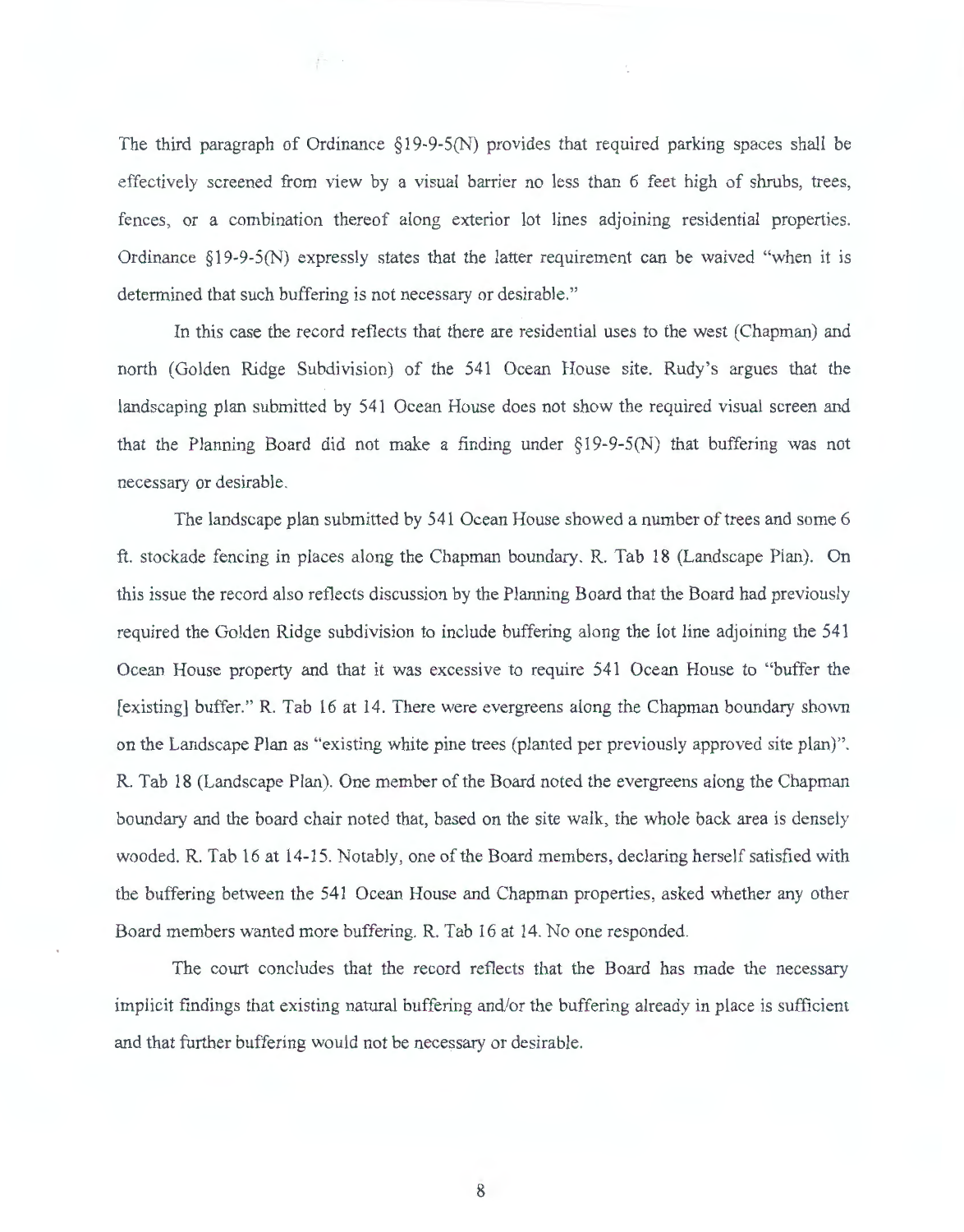The third paragraph of Ordinance §19-9-5(N) provides that required parking spaces shall be effectively screened from view by a visual barrier no less than 6 feet high of shrubs, trees, fences, or a combination thereof along exterior lot lines adjoining residential properties. Ordinance §19-9-5(N) expressly states that the latter requirement can be waived "when it is determined that such buffering is not necessary or desirable."

In this case the record reflects that there are residential uses to the west (Chapman) and north (Golden Ridge Subdivision) of the 541 Ocean House site. Rudy's argues that the landscaping plan submitted by 541 Ocean House does not show the required visual screen and that the Planning Board did not make a finding under §19-9-5(N) that buffering was not necessary or desirable.

The landscape plan submitted by 541 Ocean House showed a number of trees and some 6 ft. stockade fencing in places along the Chapman boundary. R. Tab 18 (Landscape Plan). On this issue the record also reflects discussion by the Planning Board that the Board had previously required the Golden Ridge subdivision to include buffering along the lot line adjoining the 541 Ocean House property and that it was excessive to require 541 Ocean House to "buffer the [existing] buffer." R. Tab 16 at 14. There were evergreens along the Chapman boundary shown on the Landscape Plan as "existing white pine trees (planted per previously approved site plan)". R. Tab 18 (Landscape Plan). One member of the Board noted the evergreens along the Chapman boundary and the board chair noted that, based on the site walk, the whole back area is densely wooded. R. Tab 16 at 14-15. Notably, one of the Board members, declaring herself satisfied with the buffering between the 541 Ocean House and Chapman properties, asked whether any other Board members wanted more buffering. R. Tab 16 at 14. No one responded.

The court concludes that the record reflects that the Board has made the necessary implicit findings that existing natural buffering and/or the buffering already in place is sufficient and that further buffering would not be necessary or desirable.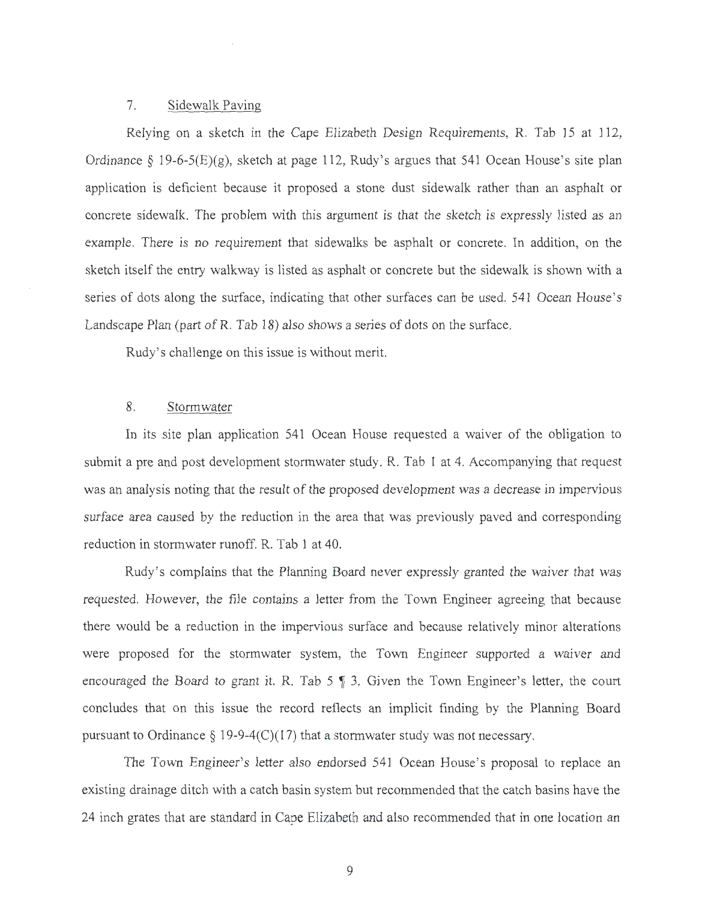7. Sidewalk Paving

Relying on a sketch in the Cape Elizabeth Design Requirements, R. Tab 15 at 112, Ordinance § 19-6-5(E)(g), sketch at page 112, Rudy's argues that 541 Ocean House's site plan application is deficient because it proposed a stone dust sidewalk rather than an asphalt or concrete sidewalk. The problem with this argument is that the sketch is expressly listed as an example. There is no requirement that sidewalks be asphalt or concrete. In addition, on the sketch itself the entry walkway is listed as asphalt or concrete but the sidewalk is shown with a series of dots along the surface, indicating that other surfaces can be used. 541 Ocean House's Landscape Plan (part of R. Tab 18) also shows a series of dots on the surface.

Rudy's challenge on this issue is without merit.

8. Stormwater

In its site plan application 541 Ocean House requested a waiver of the obligation to submit a pre and post development stormwater study. R. Tab 1 at 4. Accompanying that request was an analysis noting that the result of the proposed development was a decrease in impervious surface area caused by the reduction in the area that was previously paved and corresponding reduction in stormwater runoff. R. Tab 1 at 40.

Rudy's complains that the Planning Board never expressly granted the waiver that was requested. However, the file contains a letter from the Town Engineer agreeing that because there would be a reduction in the impervious surface and because relatively minor alterations were proposed for the stormwater system, the Town Engineer supported a waiver and encouraged the Board to grant it. R. Tab 5 ¶ 3. Given the Town Engineer's letter, the court concludes that on this issue the record reflects an implicit finding by the Planning Board pursuant to Ordinance § 19-9-4(C)(17) that a stormwater study was not necessary.

The Town Engineer's letter also endorsed 541 Ocean House's proposal to replace an existing drainage ditch with a catch basin system but recommended that the catch basins have the 24 inch grates that are standard in Cape Elizabeth and also recommended that in one location an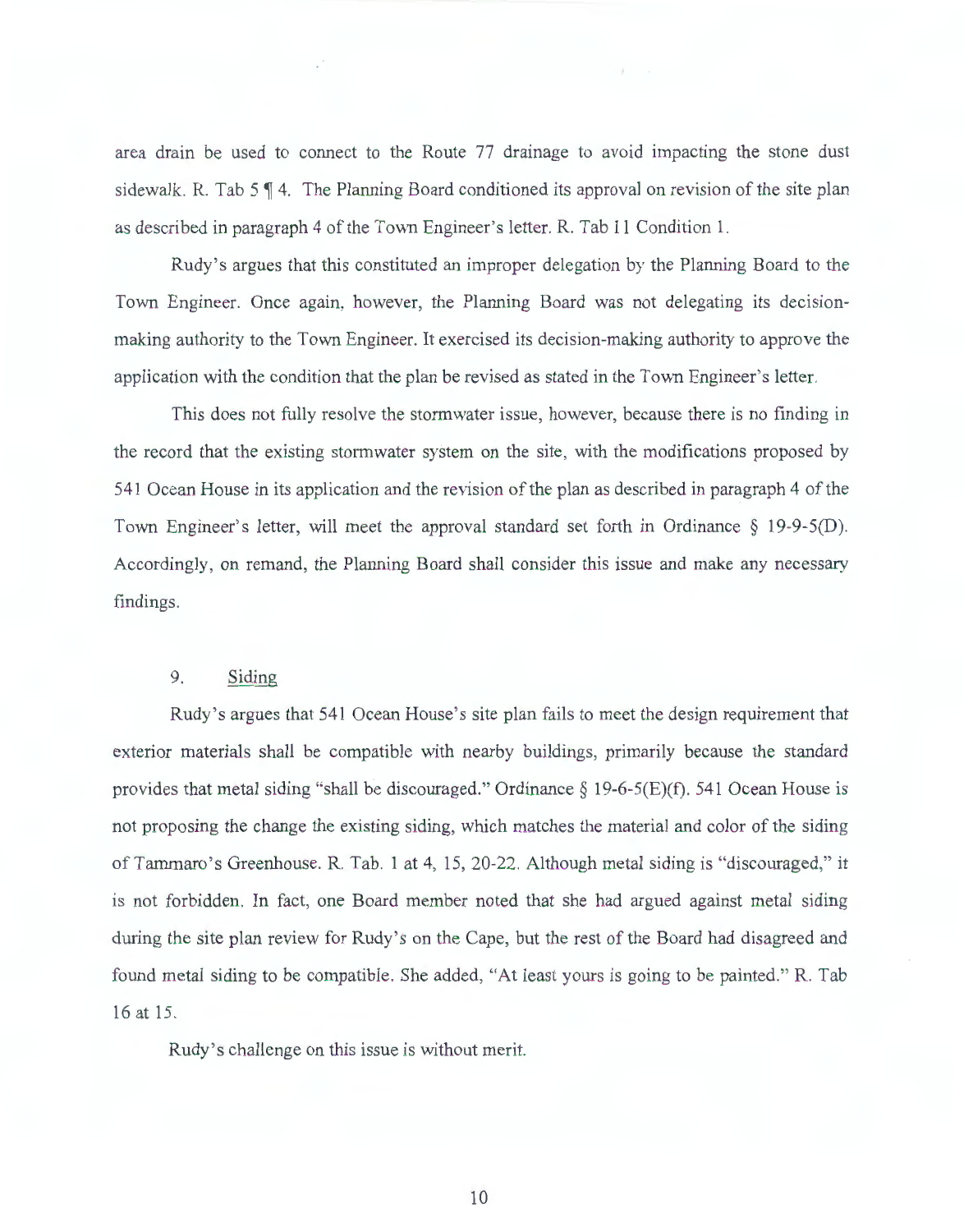area drain be used to connect to the Route 77 drainage to avoid impacting the stone dust sidewalk. R. Tab 5 ¶ 4. The Planning Board conditioned its approval on revision of the site plan as described in paragraph 4 of the Town Engineer's letter. R. Tab 11 Condition 1.

Rudy's argues that this constituted an improper delegation by the Planning Board to the Town Engineer. Once again, however, the Planning Board was not delegating its decision-making authority to the Town Engineer. It exercised its decision-making authority to approve the application with the condition that the plan be revised as stated in the Town Engineer's letter.

This does not fully resolve the stormwater issue, however, because there is no finding in the record that the existing stormwater system on the site, with the modifications proposed by 541 Ocean House in its application and the revision of the plan as described in paragraph 4 of the Town Engineer's letter, will meet the approval standard set forth in Ordinance § 19-9-5(D). Accordingly, on remand, the Planning Board shall consider this issue and make any necessary findings.

9. Siding

Rudy's argues that 541 Ocean House's site plan fails to meet the design requirement that exterior materials shall be compatible with nearby buildings, primarily because the standard provides that metal siding "shall be discouraged." Ordinance § 19-6-5(E)(f). 541 Ocean House is not proposing the change the existing siding, which matches the material and color of the siding of Tammaro's Greenhouse. R. Tab. 1 at 4, 15, 20-22. Although metal siding is "discouraged," it is not forbidden. In fact, one Board member noted that she had argued against metal siding during the site plan review for Rudy's on the Cape, but the rest of the Board had disagreed and found metal siding to be compatible. She added, "At least yours is going to be painted." R. Tab 16 at 15.

Rudy's challenge on this issue is without merit.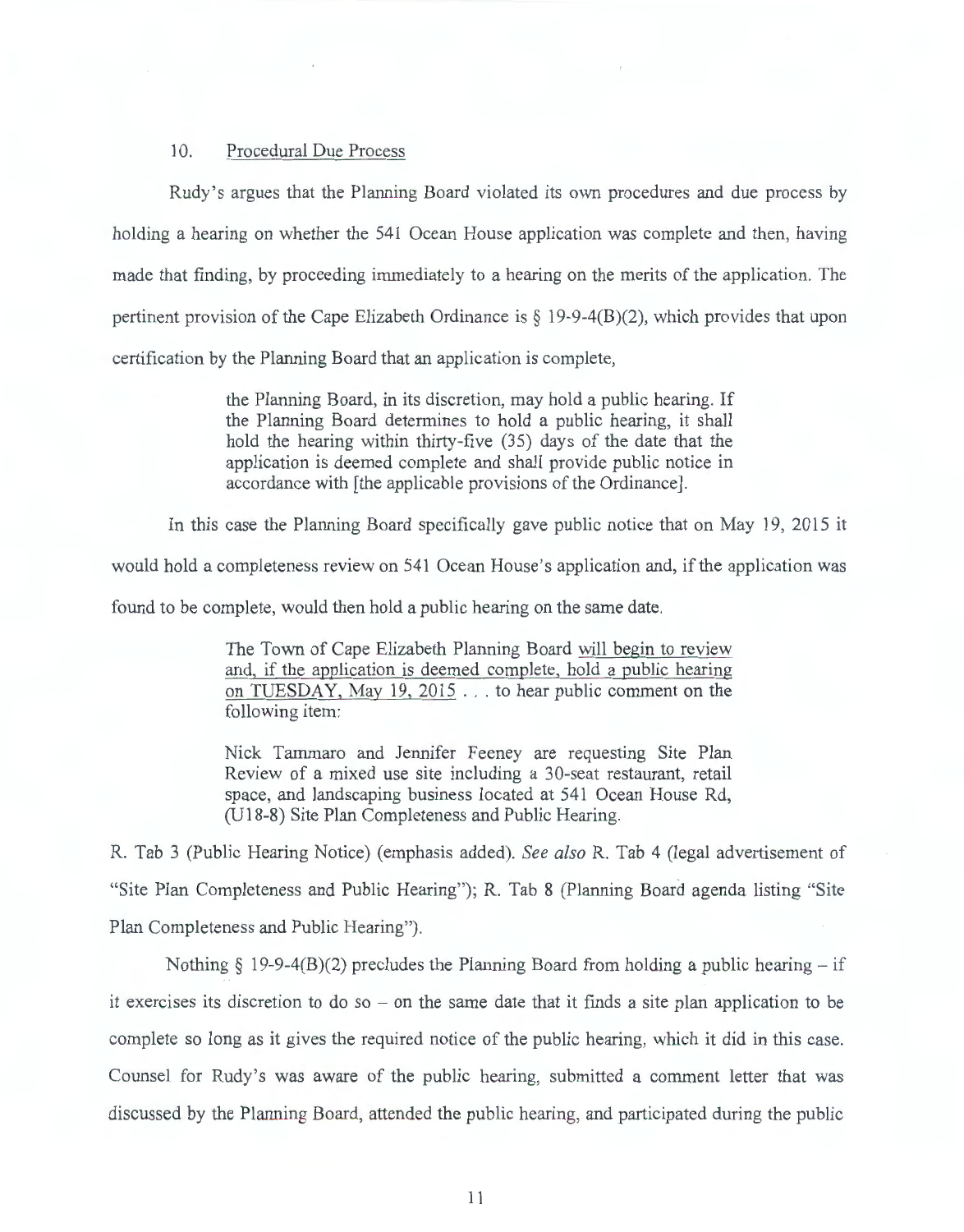10. Procedural Due Process

Rudy's argues that the Planning Board violated its own procedures and due process by holding a hearing on whether the 541 Ocean House application was complete and then, having made that finding, by proceeding immediately to a hearing on the merits of the application. The pertinent provision of the Cape Elizabeth Ordinance is § 19-9-4(B)(2), which provides that upon certification by the Planning Board that an application is complete,

> the Planning Board, in its discretion, may hold a public hearing. If the Planning Board determines to hold a public hearing, it shall hold the hearing within thirty-five (35) days of the date that the application is deemed complete and shall provide public notice in accordance with [the applicable provisions of the Ordinance].

In this case the Planning Board specifically gave public notice that on May 19, 2015 it would hold a completeness review on 541 Ocean House's application and, if the application was found to be complete, would then hold a public hearing on the same date.

> The Town of Cape Elizabeth Planning Board will begin to review and, if the application is deemed complete, hold a public hearing on TUESDAY, May 19, 2015 . . . to hear public comment on the following item:
>
> Nick Tammaro and Jennifer Feeney are requesting Site Plan Review of a mixed use site including a 30-seat restaurant, retail space, and landscaping business located at 541 Ocean House Rd, (U18-8) Site Plan Completeness and Public Hearing.

R. Tab 3 (Public Hearing Notice) (emphasis added). *See also* R. Tab 4 (legal advertisement of "Site Plan Completeness and Public Hearing"); R. Tab 8 (Planning Board agenda listing "Site Plan Completeness and Public Hearing").

Nothing § 19-9-4(B)(2) precludes the Planning Board from holding a public hearing – if it exercises its discretion to do so – on the same date that it finds a site plan application to be complete so long as it gives the required notice of the public hearing, which it did in this case. Counsel for Rudy's was aware of the public hearing, submitted a comment letter that was discussed by the Planning Board, attended the public hearing, and participated during the public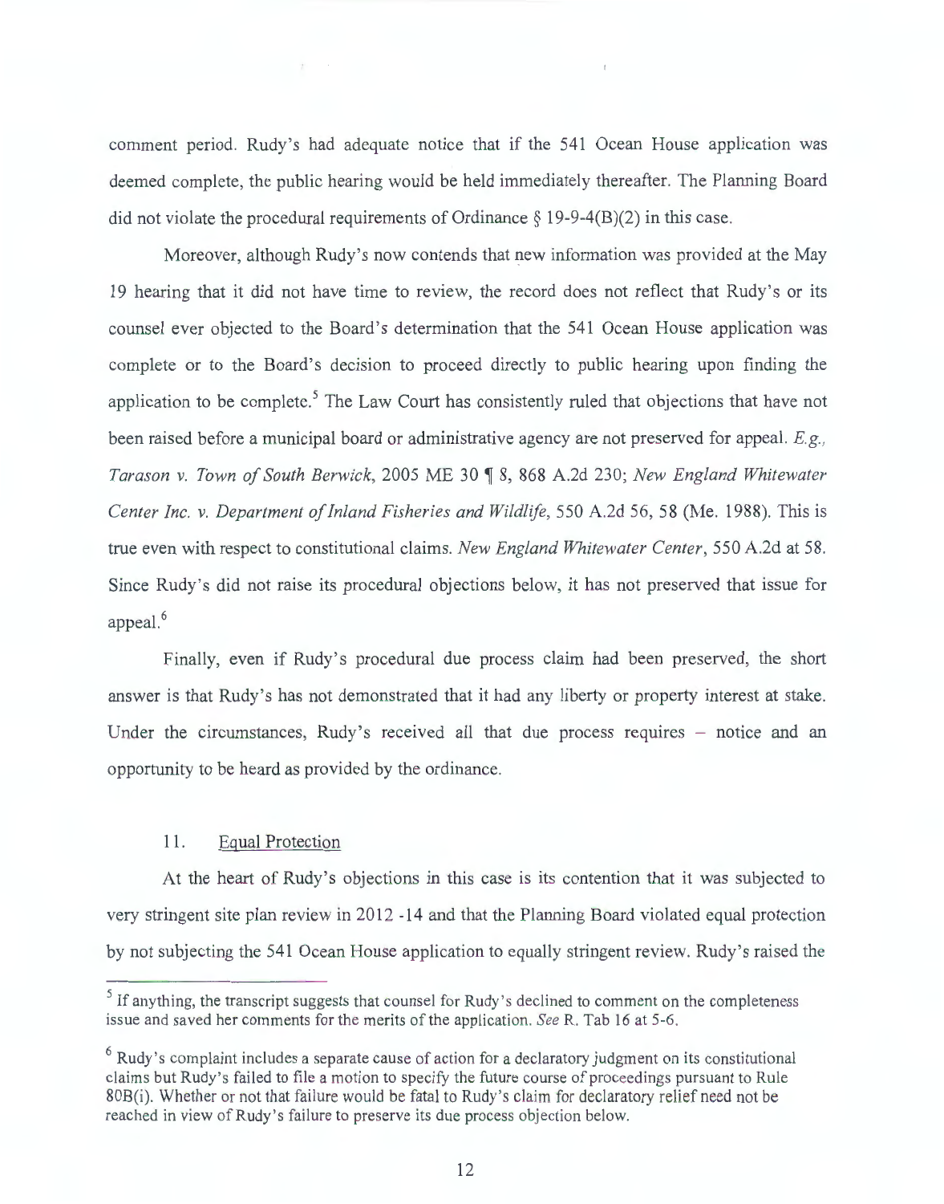comment period. Rudy's had adequate notice that if the 541 Ocean House application was deemed complete, the public hearing would be held immediately thereafter. The Planning Board did not violate the procedural requirements of Ordinance § 19-9-4(B)(2) in this case.

Moreover, although Rudy's now contends that new information was provided at the May 19 hearing that it did not have time to review, the record does not reflect that Rudy's or its counsel ever objected to the Board's determination that the 541 Ocean House application was complete or to the Board's decision to proceed directly to public hearing upon finding the application to be complete.[5] The Law Court has consistently ruled that objections that have not been raised before a municipal board or administrative agency are not preserved for appeal. *E.g., Tarason v. Town of South Berwick*, 2005 ME 30 ¶ 8, 868 A.2d 230; *New England Whitewater Center Inc. v. Department of Inland Fisheries and Wildlife*, 550 A.2d 56, 58 (Me. 1988). This is true even with respect to constitutional claims. *New England Whitewater Center*, 550 A.2d at 58. Since Rudy's did not raise its procedural objections below, it has not preserved that issue for appeal.[6]

Finally, even if Rudy's procedural due process claim had been preserved, the short answer is that Rudy's has not demonstrated that it had any liberty or property interest at stake. Under the circumstances, Rudy's received all that due process requires – notice and an opportunity to be heard as provided by the ordinance.

11. Equal Protection

At the heart of Rudy's objections in this case is its contention that it was subjected to very stringent site plan review in 2012 -14 and that the Planning Board violated equal protection by not subjecting the 541 Ocean House application to equally stringent review. Rudy's raised the

---

[5] If anything, the transcript suggests that counsel for Rudy's declined to comment on the completeness issue and saved her comments for the merits of the application. *See* R. Tab 16 at 5-6.

[6] Rudy's complaint includes a separate cause of action for a declaratory judgment on its constitutional claims but Rudy's failed to file a motion to specify the future course of proceedings pursuant to Rule 80B(i). Whether or not that failure would be fatal to Rudy's claim for declaratory relief need not be reached in view of Rudy's failure to preserve its due process objection below.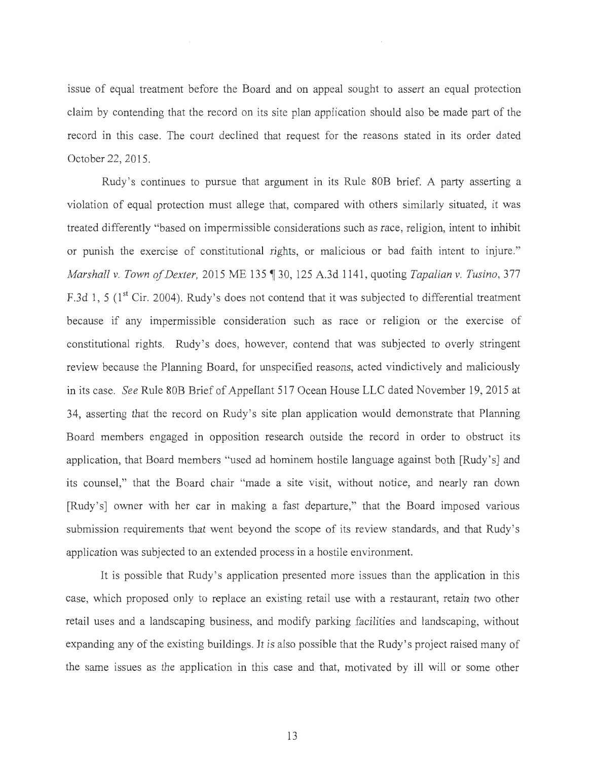issue of equal treatment before the Board and on appeal sought to assert an equal protection claim by contending that the record on its site plan application should also be made part of the record in this case. The court declined that request for the reasons stated in its order dated October 22, 2015.

Rudy's continues to pursue that argument in its Rule 80B brief. A party asserting a violation of equal protection must allege that, compared with others similarly situated, it was treated differently "based on impermissible considerations such as race, religion, intent to inhibit or punish the exercise of constitutional rights, or malicious or bad faith intent to injure." *Marshall v. Town of Dexter,* 2015 ME 135 ¶ 30, 125 A.3d 1141, quoting *Tapalian v. Tusino*, 377 F.3d 1, 5 (1st Cir. 2004). Rudy's does not contend that it was subjected to differential treatment because if any impermissible consideration such as race or religion or the exercise of constitutional rights. Rudy's does, however, contend that was subjected to overly stringent review because the Planning Board, for unspecified reasons, acted vindictively and maliciously in its case. *See* Rule 80B Brief of Appellant 517 Ocean House LLC dated November 19, 2015 at 34, asserting that the record on Rudy's site plan application would demonstrate that Planning Board members engaged in opposition research outside the record in order to obstruct its application, that Board members "used ad hominem hostile language against both [Rudy's] and its counsel," that the Board chair "made a site visit, without notice, and nearly ran down [Rudy's] owner with her car in making a fast departure," that the Board imposed various submission requirements that went beyond the scope of its review standards, and that Rudy's application was subjected to an extended process in a hostile environment.

It is possible that Rudy's application presented more issues than the application in this case, which proposed only to replace an existing retail use with a restaurant, retain two other retail uses and a landscaping business, and modify parking facilities and landscaping, without expanding any of the existing buildings. It is also possible that the Rudy's project raised many of the same issues as the application in this case and that, motivated by ill will or some other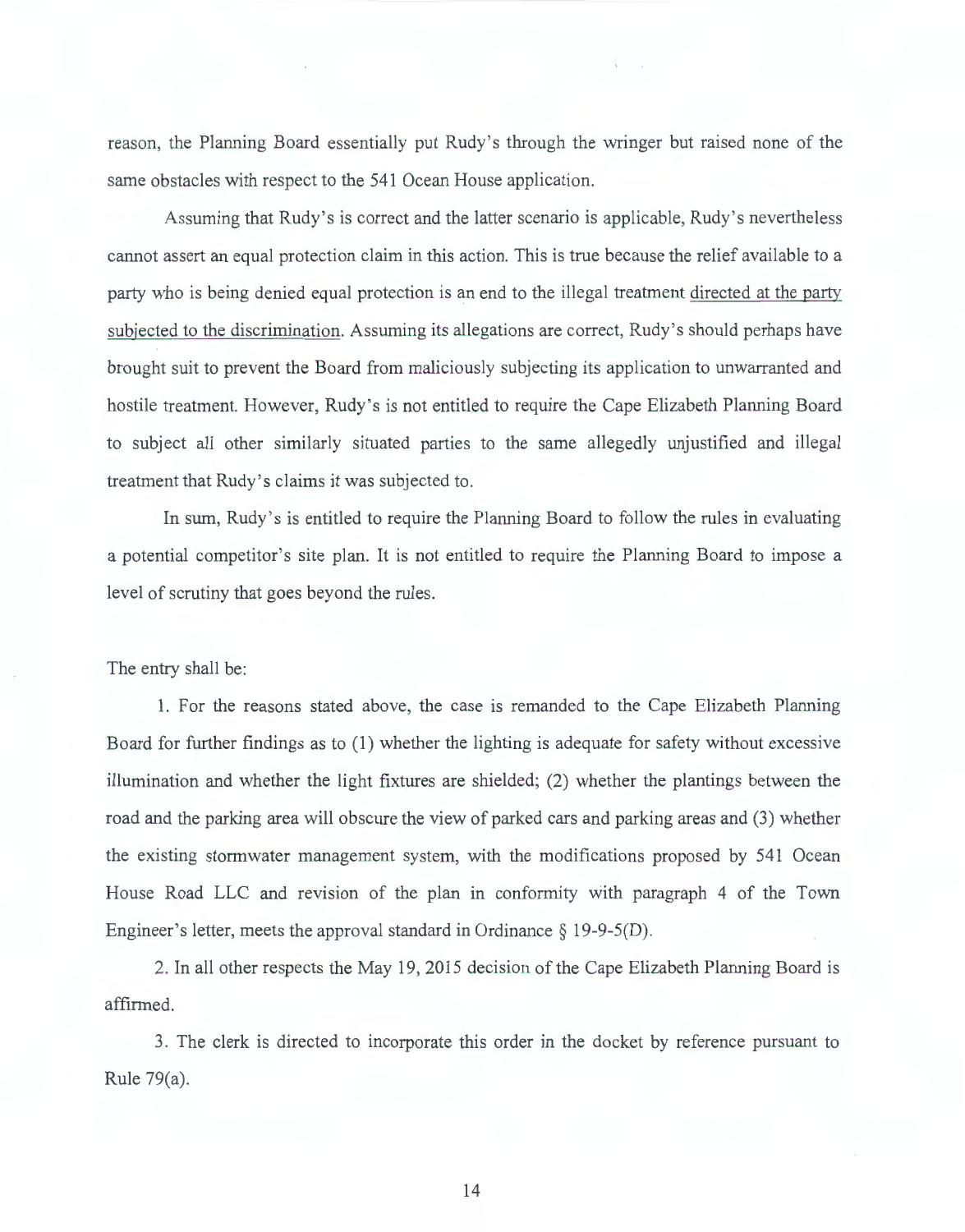reason, the Planning Board essentially put Rudy's through the wringer but raised none of the same obstacles with respect to the 541 Ocean House application.

Assuming that Rudy's is correct and the latter scenario is applicable, Rudy's nevertheless cannot assert an equal protection claim in this action. This is true because the relief available to a party who is being denied equal protection is an end to the illegal treatment directed at the party subjected to the discrimination. Assuming its allegations are correct, Rudy's should perhaps have brought suit to prevent the Board from maliciously subjecting its application to unwarranted and hostile treatment. However, Rudy's is not entitled to require the Cape Elizabeth Planning Board to subject all other similarly situated parties to the same allegedly unjustified and illegal treatment that Rudy's claims it was subjected to.

In sum, Rudy's is entitled to require the Planning Board to follow the rules in evaluating a potential competitor's site plan. It is not entitled to require the Planning Board to impose a level of scrutiny that goes beyond the rules.

The entry shall be:

1. For the reasons stated above, the case is remanded to the Cape Elizabeth Planning Board for further findings as to (1) whether the lighting is adequate for safety without excessive illumination and whether the light fixtures are shielded; (2) whether the plantings between the road and the parking area will obscure the view of parked cars and parking areas and (3) whether the existing stormwater management system, with the modifications proposed by 541 Ocean House Road LLC and revision of the plan in conformity with paragraph 4 of the Town Engineer's letter, meets the approval standard in Ordinance § 19-9-5(D).

2. In all other respects the May 19, 2015 decision of the Cape Elizabeth Planning Board is affirmed.

3. The clerk is directed to incorporate this order in the docket by reference pursuant to Rule 79(a).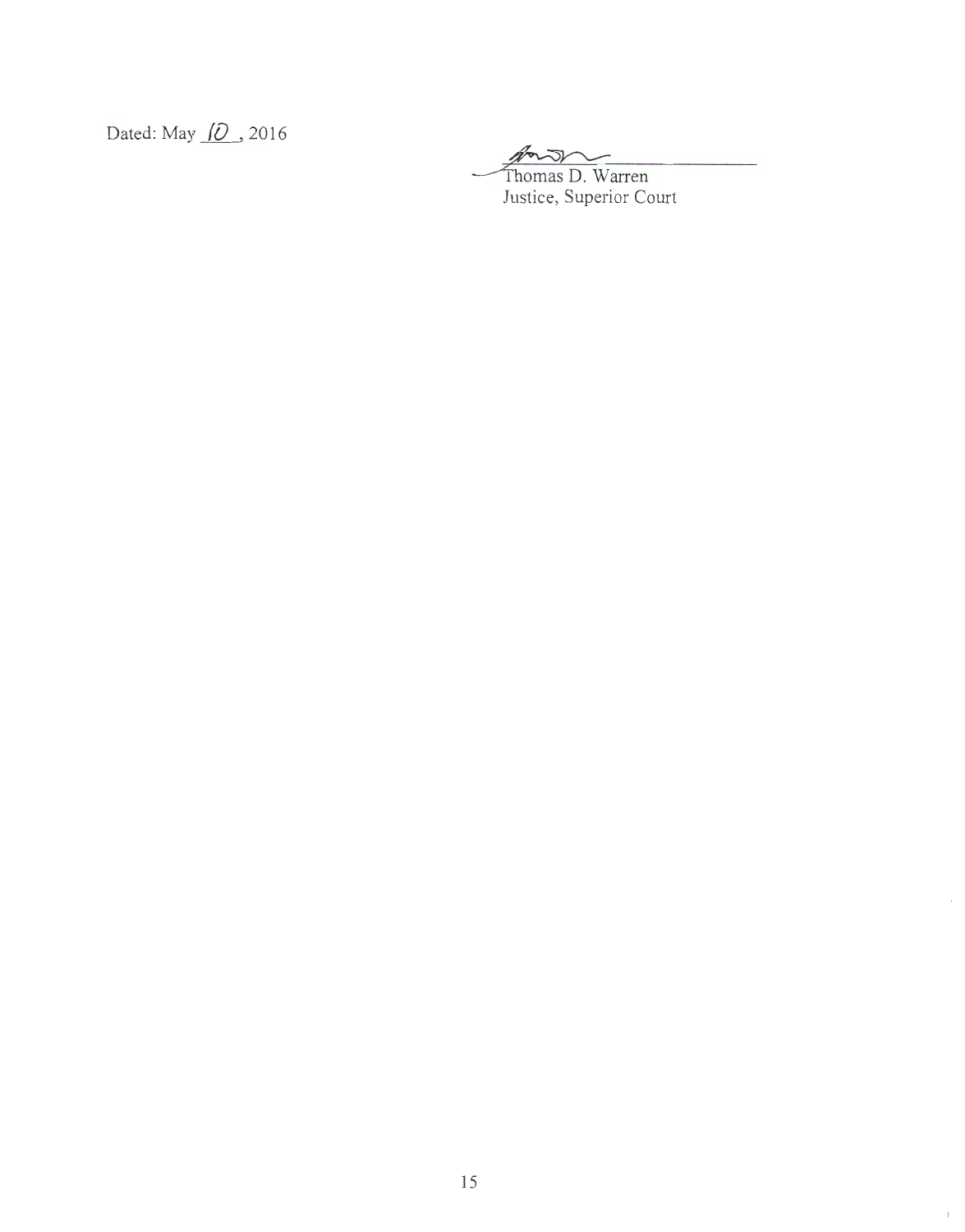Dated: May 10, 2016

Thomas D. Warren
Justice, Superior Court